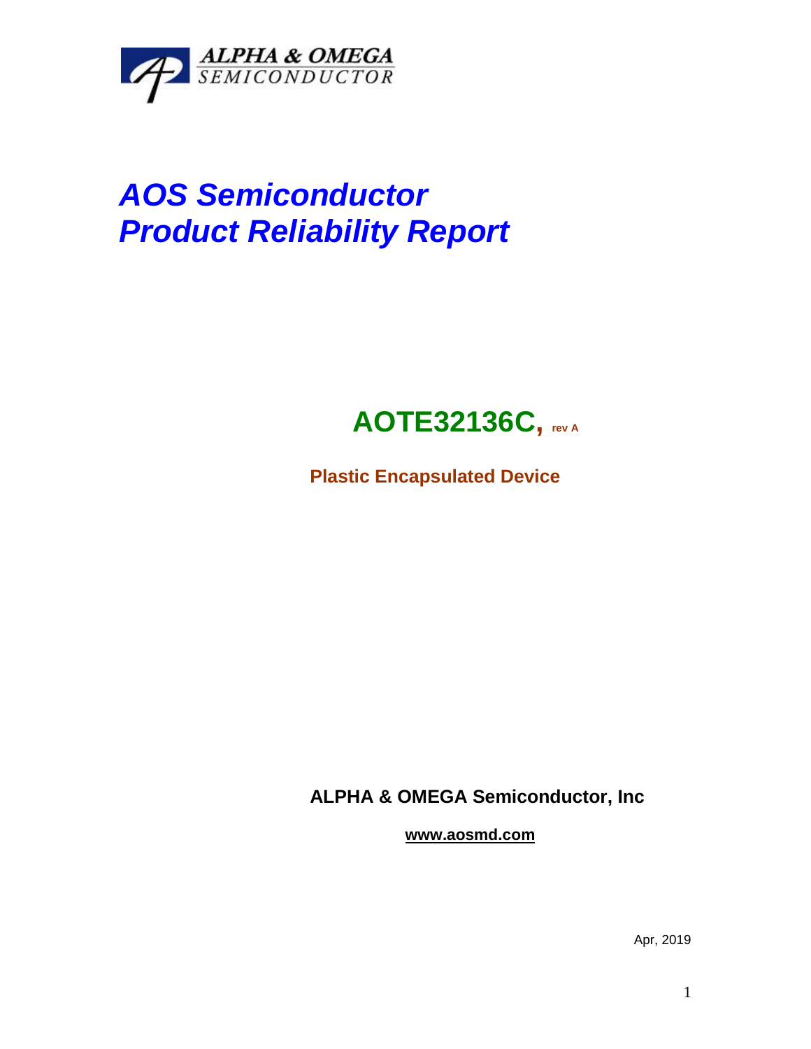ALPHA & OMEGA
SEMICONDUCTOR

# *AOS Semiconductor*
# *Product Reliability Report*

## AOTE32136C, rev A

**Plastic Encapsulated Device**

**ALPHA & OMEGA Semiconductor, Inc**

**www.aosmd.com**

Apr, 2019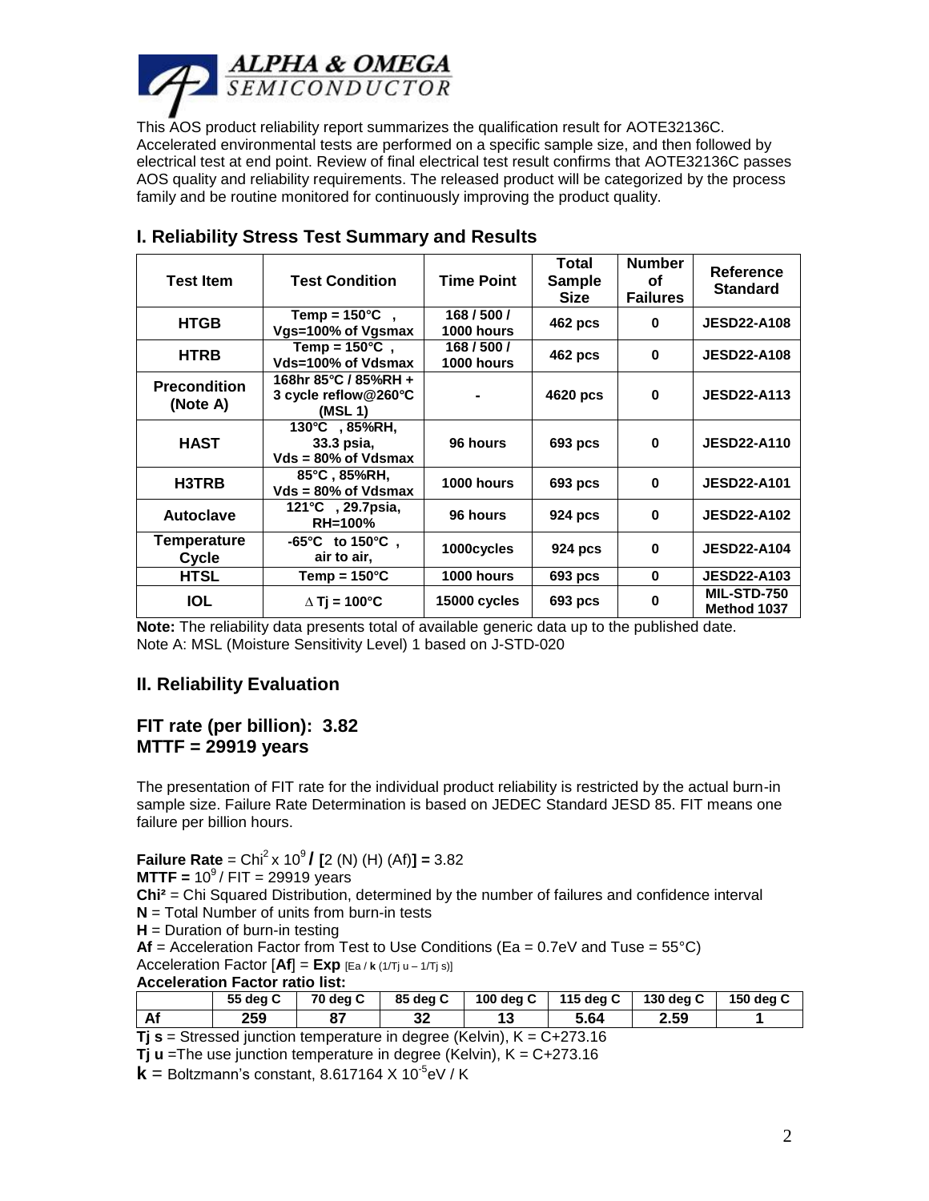**ALPHA & OMEGA SEMICONDUCTOR**

This AOS product reliability report summarizes the qualification result for AOTE32136C. Accelerated environmental tests are performed on a specific sample size, and then followed by electrical test at end point. Review of final electrical test result confirms that AOTE32136C passes AOS quality and reliability requirements. The released product will be categorized by the process family and be routine monitored for continuously improving the product quality.

## I. Reliability Stress Test Summary and Results

| Test Item | Test Condition | Time Point | Total Sample Size | Number of Failures | Reference Standard |
|---|---|---|---|---|---|
| HTGB | Temp = 150°C , Vgs=100% of Vgsmax | 168 / 500 / 1000 hours | 462 pcs | 0 | JESD22-A108 |
| HTRB | Temp = 150°C , Vds=100% of Vdsmax | 168 / 500 / 1000 hours | 462 pcs | 0 | JESD22-A108 |
| Precondition (Note A) | 168hr 85°C / 85%RH + 3 cycle reflow@260°C (MSL 1) | - | 4620 pcs | 0 | JESD22-A113 |
| HAST | 130°C , 85%RH, 33.3 psia, Vds = 80% of Vdsmax | 96 hours | 693 pcs | 0 | JESD22-A110 |
| H3TRB | 85°C , 85%RH, Vds = 80% of Vdsmax | 1000 hours | 693 pcs | 0 | JESD22-A101 |
| Autoclave | 121°C , 29.7psia, RH=100% | 96 hours | 924 pcs | 0 | JESD22-A102 |
| Temperature Cycle | -65°C to 150°C , air to air, | 1000cycles | 924 pcs | 0 | JESD22-A104 |
| HTSL | Temp = 150°C | 1000 hours | 693 pcs | 0 | JESD22-A103 |
| IOL | $\Delta$ Tj = 100°C | 15000 cycles | 693 pcs | 0 | MIL-STD-750 Method 1037 |

**Note:** The reliability data presents total of available generic data up to the published date.
Note A: MSL (Moisture Sensitivity Level) 1 based on J-STD-020

## II. Reliability Evaluation

### FIT rate (per billion): 3.82
### MTTF = 29919 years

The presentation of FIT rate for the individual product reliability is restricted by the actual burn-in sample size. Failure Rate Determination is based on JEDEC Standard JESD 85. FIT means one failure per billion hours.

**Failure Rate** = $Chi^2 \times 10^9$ **/ [**2 (N) (H) (Af)**] =** 3.82
**MTTF =** $10^9$ / FIT = 29919 years
**Chi²** = Chi Squared Distribution, determined by the number of failures and confidence interval
**N** = Total Number of units from burn-in tests
**H** = Duration of burn-in testing
**Af** = Acceleration Factor from Test to Use Conditions (Ea = 0.7eV and Tuse = 55°C)
Acceleration Factor [**Af**] = **Exp** [Ea / **k** (1/Tj u – 1/Tj s)]

**Acceleration Factor ratio list:**

| | 55 deg C | 70 deg C | 85 deg C | 100 deg C | 115 deg C | 130 deg C | 150 deg C |
|---|---|---|---|---|---|---|---|
| Af | 259 | 87 | 32 | 13 | 5.64 | 2.59 | 1 |

**Tj s** = Stressed junction temperature in degree (Kelvin), K = C+273.16
**Tj u** =The use junction temperature in degree (Kelvin), K = C+273.16
**k** = Boltzmann's constant, 8.617164 X $10^{-5}$eV / K